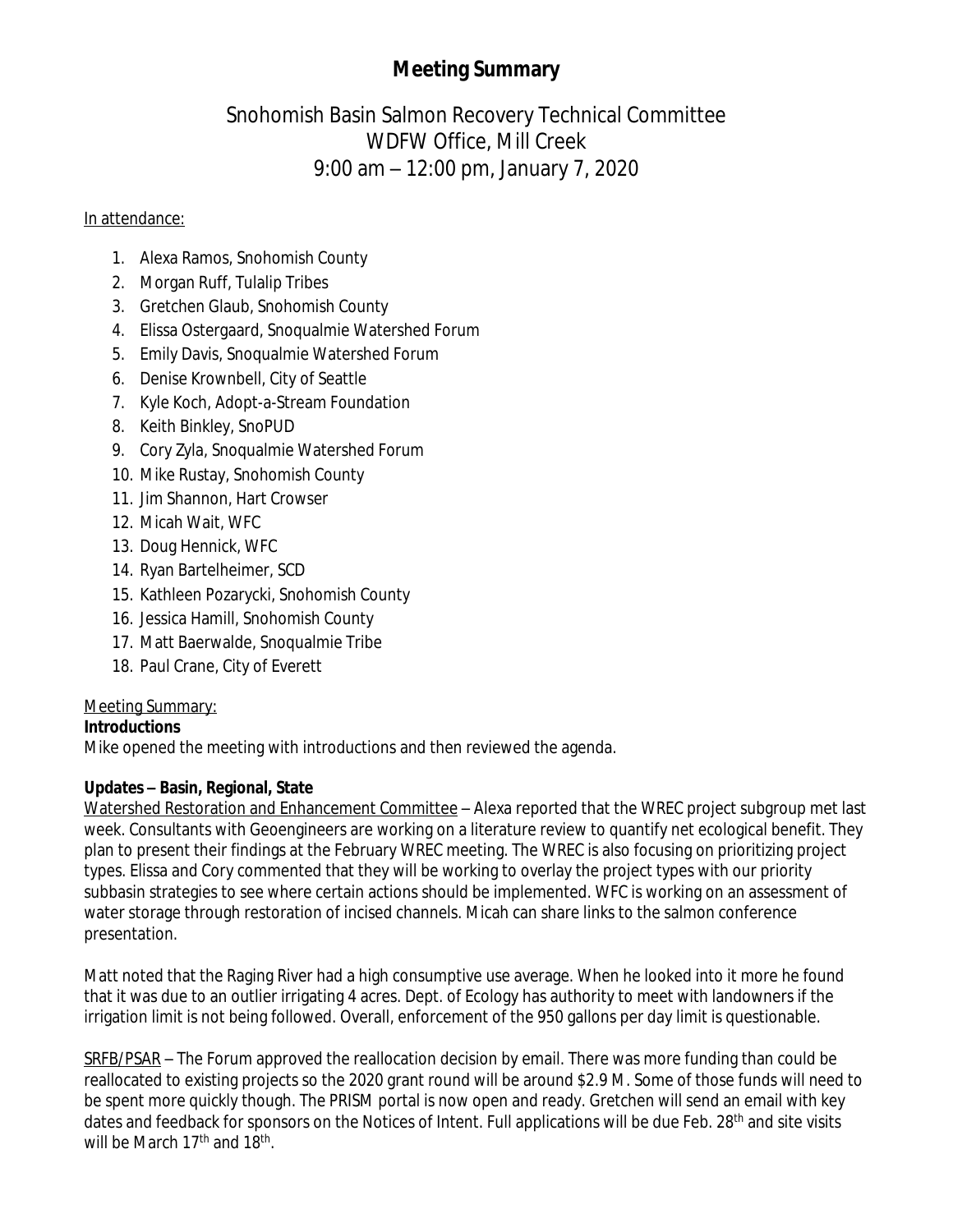# Meeting Summary

## Snohomish Basin Salmon Recovery Technical Committee
## WDFW Office, Mill Creek
## 9:00 am – 12:00 pm, January 7, 2020

In attendance:

1. Alexa Ramos, Snohomish County
2. Morgan Ruff, Tulalip Tribes
3. Gretchen Glaub, Snohomish County
4. Elissa Ostergaard, Snoqualmie Watershed Forum
5. Emily Davis, Snoqualmie Watershed Forum
6. Denise Krownbell, City of Seattle
7. Kyle Koch, Adopt-a-Stream Foundation
8. Keith Binkley, SnoPUD
9. Cory Zyla, Snoqualmie Watershed Forum
10. Mike Rustay, Snohomish County
11. Jim Shannon, Hart Crowser
12. Micah Wait, WFC
13. Doug Hennick, WFC
14. Ryan Bartelheimer, SCD
15. Kathleen Pozarycki, Snohomish County
16. Jessica Hamill, Snohomish County
17. Matt Baerwalde, Snoqualmie Tribe
18. Paul Crane, City of Everett

Meeting Summary:

**Introductions**

Mike opened the meeting with introductions and then reviewed the agenda.

**Updates – Basin, Regional, State**

Watershed Restoration and Enhancement Committee – Alexa reported that the WREC project subgroup met last week. Consultants with Geoengineers are working on a literature review to quantify net ecological benefit. They plan to present their findings at the February WREC meeting. The WREC is also focusing on prioritizing project types. Elissa and Cory commented that they will be working to overlay the project types with our priority subbasin strategies to see where certain actions should be implemented. WFC is working on an assessment of water storage through restoration of incised channels. Micah can share links to the salmon conference presentation.

Matt noted that the Raging River had a high consumptive use average. When he looked into it more he found that it was due to an outlier irrigating 4 acres. Dept. of Ecology has authority to meet with landowners if the irrigation limit is not being followed. Overall, enforcement of the 950 gallons per day limit is questionable.

SRFB/PSAR – The Forum approved the reallocation decision by email. There was more funding than could be reallocated to existing projects so the 2020 grant round will be around $2.9 M. Some of those funds will need to be spent more quickly though. The PRISM portal is now open and ready. Gretchen will send an email with key dates and feedback for sponsors on the Notices of Intent. Full applications will be due Feb. 28th and site visits will be March 17th and 18th.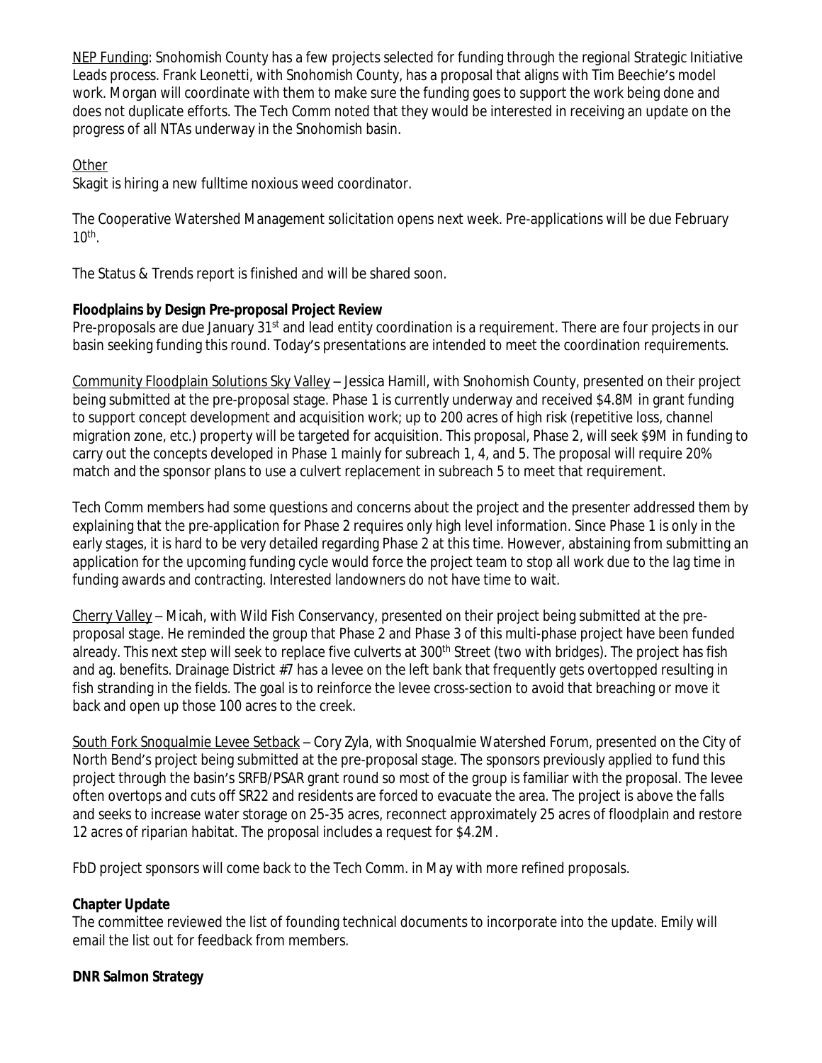NEP Funding: Snohomish County has a few projects selected for funding through the regional Strategic Initiative Leads process. Frank Leonetti, with Snohomish County, has a proposal that aligns with Tim Beechie's model work. Morgan will coordinate with them to make sure the funding goes to support the work being done and does not duplicate efforts. The Tech Comm noted that they would be interested in receiving an update on the progress of all NTAs underway in the Snohomish basin.

Other

Skagit is hiring a new fulltime noxious weed coordinator.

The Cooperative Watershed Management solicitation opens next week. Pre-applications will be due February 10th.

The Status & Trends report is finished and will be shared soon.

**Floodplains by Design Pre-proposal Project Review**

Pre-proposals are due January 31st and lead entity coordination is a requirement. There are four projects in our basin seeking funding this round. Today's presentations are intended to meet the coordination requirements.

Community Floodplain Solutions Sky Valley – Jessica Hamill, with Snohomish County, presented on their project being submitted at the pre-proposal stage. Phase 1 is currently underway and received $4.8M in grant funding to support concept development and acquisition work; up to 200 acres of high risk (repetitive loss, channel migration zone, etc.) property will be targeted for acquisition. This proposal, Phase 2, will seek $9M in funding to carry out the concepts developed in Phase 1 mainly for subreach 1, 4, and 5. The proposal will require 20% match and the sponsor plans to use a culvert replacement in subreach 5 to meet that requirement.

Tech Comm members had some questions and concerns about the project and the presenter addressed them by explaining that the pre-application for Phase 2 requires only high level information. Since Phase 1 is only in the early stages, it is hard to be very detailed regarding Phase 2 at this time. However, abstaining from submitting an application for the upcoming funding cycle would force the project team to stop all work due to the lag time in funding awards and contracting. Interested landowners do not have time to wait.

Cherry Valley – Micah, with Wild Fish Conservancy, presented on their project being submitted at the pre-proposal stage. He reminded the group that Phase 2 and Phase 3 of this multi-phase project have been funded already. This next step will seek to replace five culverts at 300th Street (two with bridges). The project has fish and ag. benefits. Drainage District #7 has a levee on the left bank that frequently gets overtopped resulting in fish stranding in the fields. The goal is to reinforce the levee cross-section to avoid that breaching or move it back and open up those 100 acres to the creek.

South Fork Snoqualmie Levee Setback – Cory Zyla, with Snoqualmie Watershed Forum, presented on the City of North Bend's project being submitted at the pre-proposal stage. The sponsors previously applied to fund this project through the basin's SRFB/PSAR grant round so most of the group is familiar with the proposal. The levee often overtops and cuts off SR22 and residents are forced to evacuate the area. The project is above the falls and seeks to increase water storage on 25-35 acres, reconnect approximately 25 acres of floodplain and restore 12 acres of riparian habitat. The proposal includes a request for $4.2M.

FbD project sponsors will come back to the Tech Comm. in May with more refined proposals.

**Chapter Update**

The committee reviewed the list of founding technical documents to incorporate into the update. Emily will email the list out for feedback from members.

**DNR Salmon Strategy**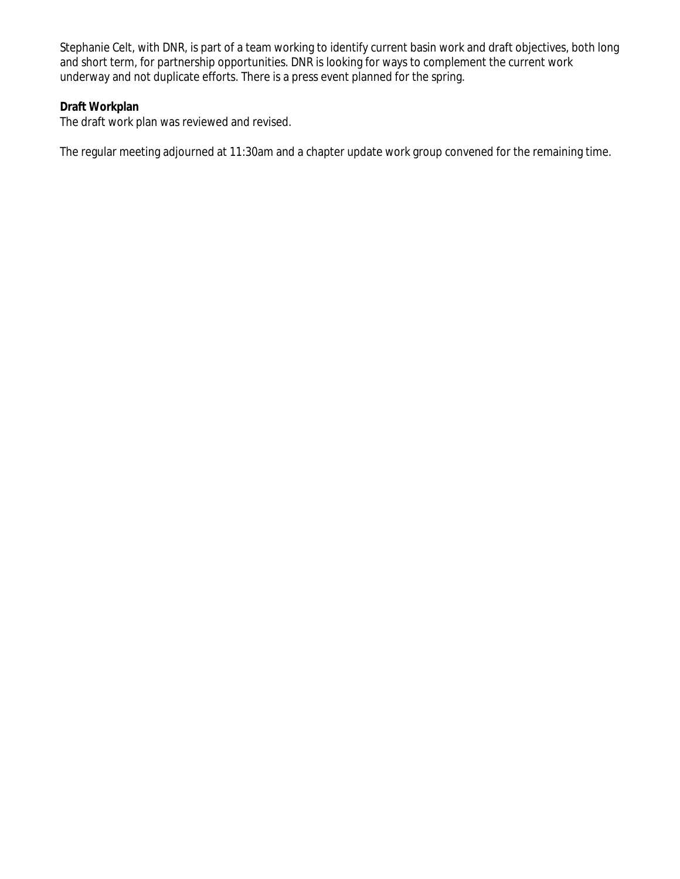Stephanie Celt, with DNR, is part of a team working to identify current basin work and draft objectives, both long and short term, for partnership opportunities. DNR is looking for ways to complement the current work underway and not duplicate efforts. There is a press event planned for the spring.

**Draft Workplan**

The draft work plan was reviewed and revised.

The regular meeting adjourned at 11:30am and a chapter update work group convened for the remaining time.